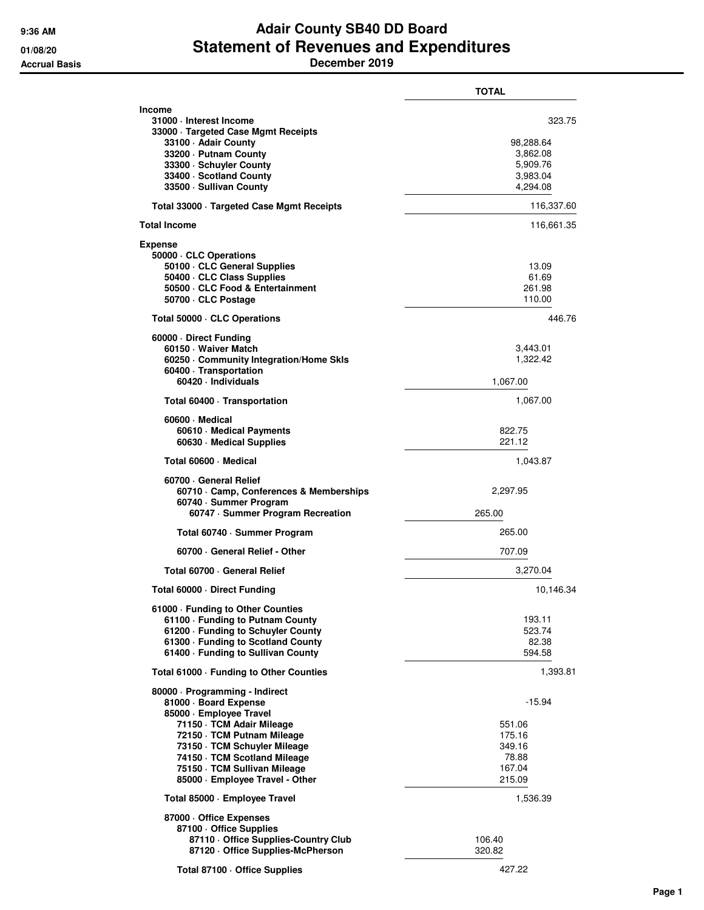# Adair County SB40 DD Board
## Statement of Revenues and Expenditures
### December 2019

9:36 AM
01/08/20
Accrual Basis

| | TOTAL |
|---|---|
| **Income** | |
| **31000 · Interest Income** | 323.75 |
| **33000 · Targeted Case Mgmt Receipts** | |
| **33100 · Adair County** | 98,288.64 |
| **33200 · Putnam County** | 3,862.08 |
| **33300 · Schuyler County** | 5,909.76 |
| **33400 · Scotland County** | 3,983.04 |
| **33500 · Sullivan County** | 4,294.08 |
| **Total 33000 · Targeted Case Mgmt Receipts** | 116,337.60 |
| **Total Income** | 116,661.35 |
| **Expense** | |
| **50000 · CLC Operations** | |
| **50100 · CLC General Supplies** | 13.09 |
| **50400 · CLC Class Supplies** | 61.69 |
| **50500 · CLC Food & Entertainment** | 261.98 |
| **50700 · CLC Postage** | 110.00 |
| **Total 50000 · CLC Operations** | 446.76 |
| **60000 · Direct Funding** | |
| **60150 · Waiver Match** | 3,443.01 |
| **60250 · Community Integration/Home Skls** | 1,322.42 |
| **60400 · Transportation** | |
| **60420 · Individuals** | 1,067.00 |
| **Total 60400 · Transportation** | 1,067.00 |
| **60600 · Medical** | |
| **60610 · Medical Payments** | 822.75 |
| **60630 · Medical Supplies** | 221.12 |
| **Total 60600 · Medical** | 1,043.87 |
| **60700 · General Relief** | |
| **60710 · Camp, Conferences & Memberships** | 2,297.95 |
| **60740 · Summer Program** | |
| **60747 · Summer Program Recreation** | 265.00 |
| **Total 60740 · Summer Program** | 265.00 |
| **60700 · General Relief - Other** | 707.09 |
| **Total 60700 · General Relief** | 3,270.04 |
| **Total 60000 · Direct Funding** | 10,146.34 |
| **61000 · Funding to Other Counties** | |
| **61100 · Funding to Putnam County** | 193.11 |
| **61200 · Funding to Schuyler County** | 523.74 |
| **61300 · Funding to Scotland County** | 82.38 |
| **61400 · Funding to Sullivan County** | 594.58 |
| **Total 61000 · Funding to Other Counties** | 1,393.81 |
| **80000 · Programming - Indirect** | |
| **81000 · Board Expense** | -15.94 |
| **85000 · Employee Travel** | |
| **71150 · TCM Adair Mileage** | 551.06 |
| **72150 · TCM Putnam Mileage** | 175.16 |
| **73150 · TCM Schuyler Mileage** | 349.16 |
| **74150 · TCM Scotland Mileage** | 78.88 |
| **75150 · TCM Sullivan Mileage** | 167.04 |
| **85000 · Employee Travel - Other** | 215.09 |
| **Total 85000 · Employee Travel** | 1,536.39 |
| **87000 · Office Expenses** | |
| **87100 · Office Supplies** | |
| **87110 · Office Supplies-Country Club** | 106.40 |
| **87120 · Office Supplies-McPherson** | 320.82 |
| **Total 87100 · Office Supplies** | 427.22 |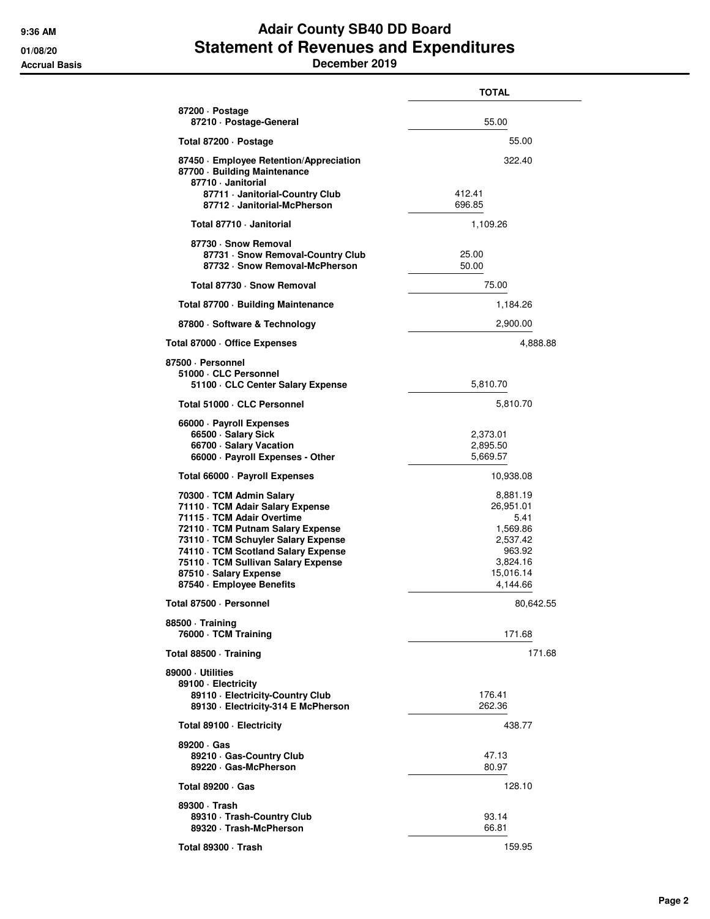# Adair County SB40 DD Board
## Statement of Revenues and Expenditures
### December 2019

Accrual Basis

| | TOTAL | | |
|---|---|---|---|
| 87200 · Postage | | | |
| 87210 · Postage-General | 55.00 | | |
| Total 87200 · Postage | | 55.00 | |
| 87450 · Employee Retention/Appreciation | | 322.40 | |
| 87700 · Building Maintenance | | | |
| 87710 · Janitorial | | | |
| 87711 · Janitorial-Country Club | 412.41 | | |
| 87712 · Janitorial-McPherson | 696.85 | | |
| Total 87710 · Janitorial | 1,109.26 | | |
| 87730 · Snow Removal | | | |
| 87731 · Snow Removal-Country Club | 25.00 | | |
| 87732 · Snow Removal-McPherson | 50.00 | | |
| Total 87730 · Snow Removal | 75.00 | | |
| Total 87700 · Building Maintenance | | 1,184.26 | |
| 87800 · Software & Technology | | 2,900.00 | |
| Total 87000 · Office Expenses | | | 4,888.88 |
| 87500 · Personnel | | | |
| 51000 · CLC Personnel | | | |
| 51100 · CLC Center Salary Expense | 5,810.70 | | |
| Total 51000 · CLC Personnel | | 5,810.70 | |
| 66000 · Payroll Expenses | | | |
| 66500 · Salary Sick | 2,373.01 | | |
| 66700 · Salary Vacation | 2,895.50 | | |
| 66000 · Payroll Expenses - Other | 5,669.57 | | |
| Total 66000 · Payroll Expenses | | 10,938.08 | |
| 70300 · TCM Admin Salary | | 8,881.19 | |
| 71110 · TCM Adair Salary Expense | | 26,951.01 | |
| 71115 · TCM Adair Overtime | | 5.41 | |
| 72110 · TCM Putnam Salary Expense | | 1,569.86 | |
| 73110 · TCM Schuyler Salary Expense | | 2,537.42 | |
| 74110 · TCM Scotland Salary Expense | | 963.92 | |
| 75110 · TCM Sullivan Salary Expense | | 3,824.16 | |
| 87510 · Salary Expense | | 15,016.14 | |
| 87540 · Employee Benefits | | 4,144.66 | |
| Total 87500 · Personnel | | | 80,642.55 |
| 88500 · Training | | | |
| 76000 · TCM Training | | 171.68 | |
| Total 88500 · Training | | | 171.68 |
| 89000 · Utilities | | | |
| 89100 · Electricity | | | |
| 89110 · Electricity-Country Club | 176.41 | | |
| 89130 · Electricity-314 E McPherson | 262.36 | | |
| Total 89100 · Electricity | | 438.77 | |
| 89200 · Gas | | | |
| 89210 · Gas-Country Club | 47.13 | | |
| 89220 · Gas-McPherson | 80.97 | | |
| Total 89200 · Gas | | 128.10 | |
| 89300 · Trash | | | |
| 89310 · Trash-Country Club | 93.14 | | |
| 89320 · Trash-McPherson | 66.81 | | |
| Total 89300 · Trash | | 159.95 | |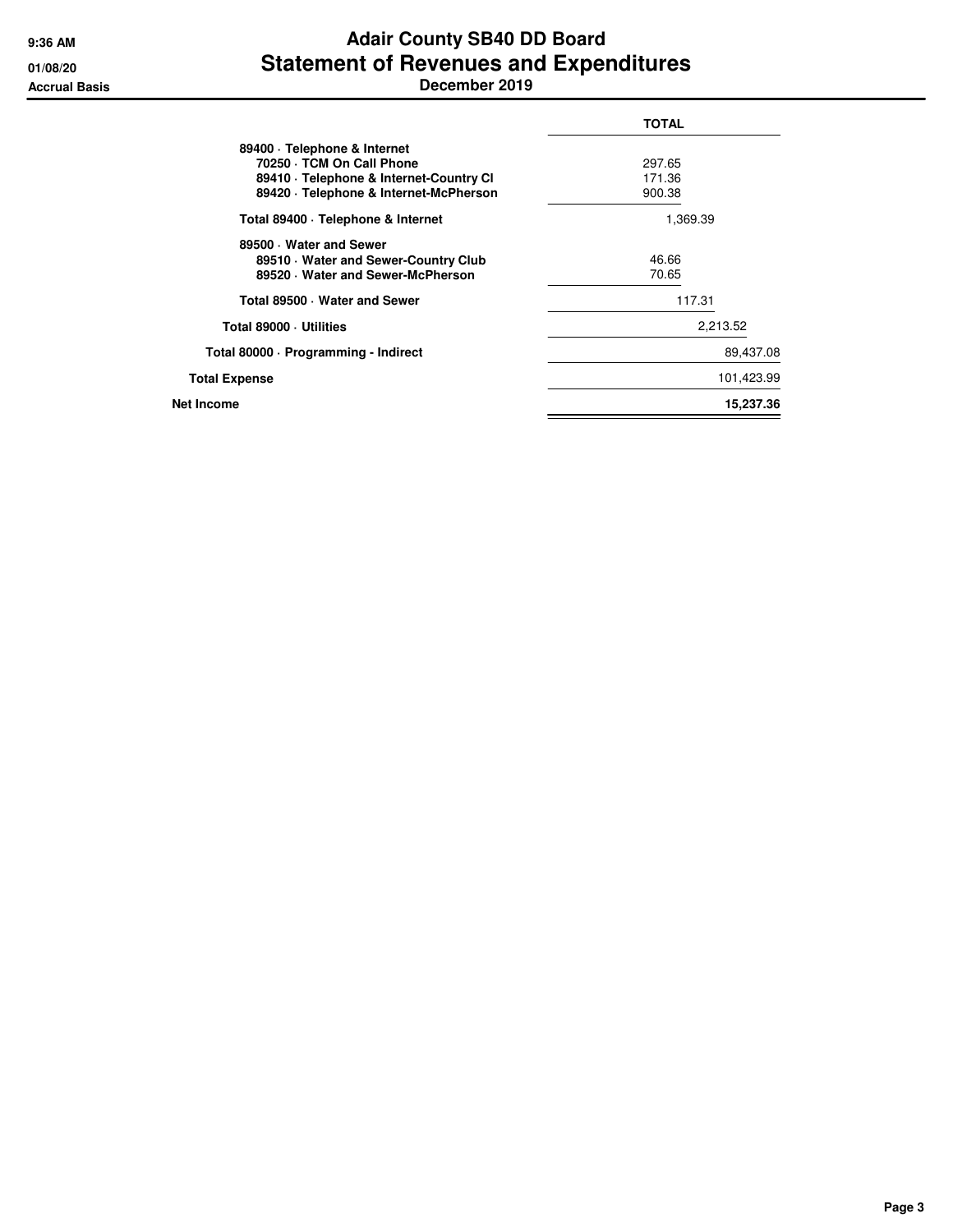# Adair County SB40 DD Board
## Statement of Revenues and Expenditures
### December 2019

9:36 AM
01/08/20
Accrual Basis

| | TOTAL |
|---|---|
| 89400 · Telephone & Internet | |
| 70250 · TCM On Call Phone | 297.65 |
| 89410 · Telephone & Internet-Country Cl | 171.36 |
| 89420 · Telephone & Internet-McPherson | 900.38 |
| **Total 89400 · Telephone & Internet** | 1,369.39 |
| 89500 · Water and Sewer | |
| 89510 · Water and Sewer-Country Club | 46.66 |
| 89520 · Water and Sewer-McPherson | 70.65 |
| **Total 89500 · Water and Sewer** | 117.31 |
| **Total 89000 · Utilities** | 2,213.52 |
| **Total 80000 · Programming - Indirect** | 89,437.08 |
| **Total Expense** | 101,423.99 |
| **Net Income** | **15,237.36** |